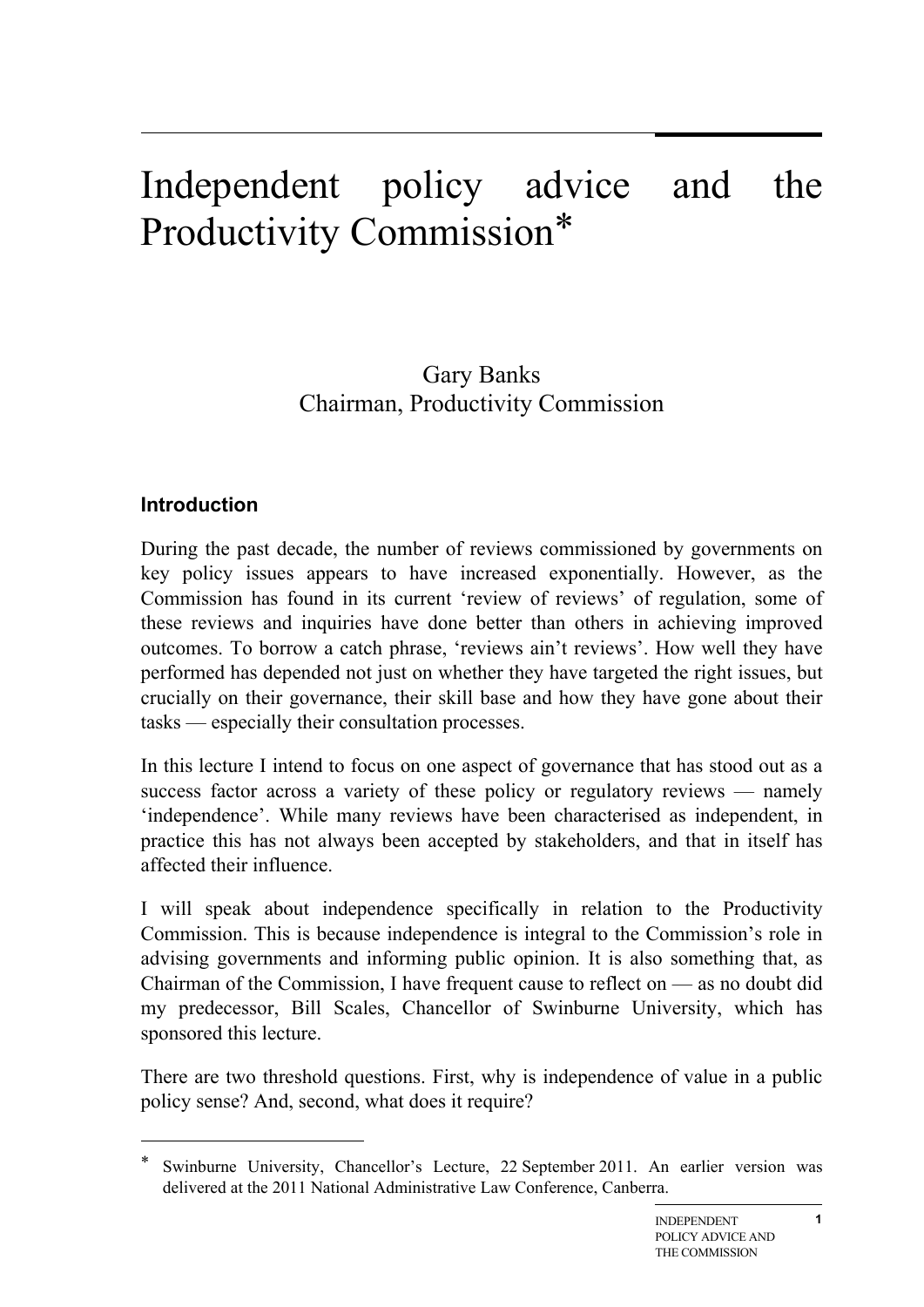# Independent policy advice and the Productivity Commission*

Gary Banks
Chairman, Productivity Commission

## Introduction

During the past decade, the number of reviews commissioned by governments on key policy issues appears to have increased exponentially. However, as the Commission has found in its current 'review of reviews' of regulation, some of these reviews and inquiries have done better than others in achieving improved outcomes. To borrow a catch phrase, 'reviews ain't reviews'. How well they have performed has depended not just on whether they have targeted the right issues, but crucially on their governance, their skill base and how they have gone about their tasks — especially their consultation processes.

In this lecture I intend to focus on one aspect of governance that has stood out as a success factor across a variety of these policy or regulatory reviews — namely 'independence'. While many reviews have been characterised as independent, in practice this has not always been accepted by stakeholders, and that in itself has affected their influence.

I will speak about independence specifically in relation to the Productivity Commission. This is because independence is integral to the Commission's role in advising governments and informing public opinion. It is also something that, as Chairman of the Commission, I have frequent cause to reflect on — as no doubt did my predecessor, Bill Scales, Chancellor of Swinburne University, which has sponsored this lecture.

There are two threshold questions. First, why is independence of value in a public policy sense? And, second, what does it require?

---

* Swinburne University, Chancellor's Lecture, 22 September 2011. An earlier version was delivered at the 2011 National Administrative Law Conference, Canberra.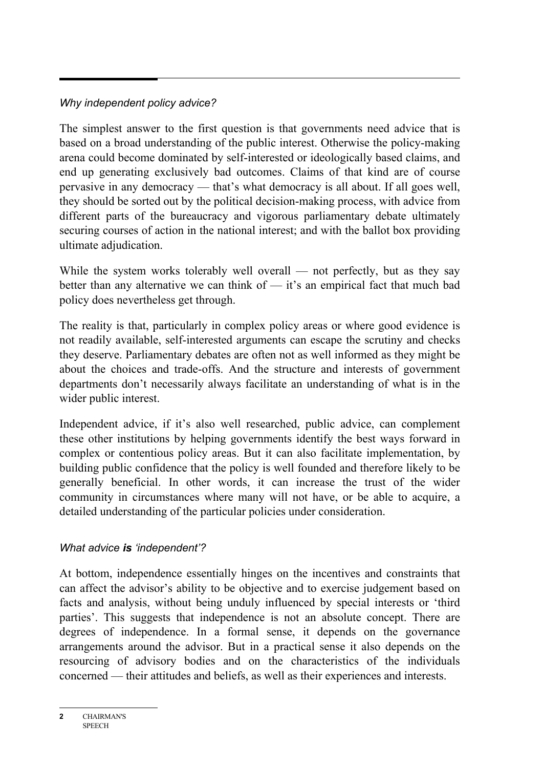*Why independent policy advice?*

The simplest answer to the first question is that governments need advice that is based on a broad understanding of the public interest. Otherwise the policy-making arena could become dominated by self-interested or ideologically based claims, and end up generating exclusively bad outcomes. Claims of that kind are of course pervasive in any democracy — that's what democracy is all about. If all goes well, they should be sorted out by the political decision-making process, with advice from different parts of the bureaucracy and vigorous parliamentary debate ultimately securing courses of action in the national interest; and with the ballot box providing ultimate adjudication.

While the system works tolerably well overall — not perfectly, but as they say better than any alternative we can think of — it's an empirical fact that much bad policy does nevertheless get through.

The reality is that, particularly in complex policy areas or where good evidence is not readily available, self-interested arguments can escape the scrutiny and checks they deserve. Parliamentary debates are often not as well informed as they might be about the choices and trade-offs. And the structure and interests of government departments don't necessarily always facilitate an understanding of what is in the wider public interest.

Independent advice, if it's also well researched, public advice, can complement these other institutions by helping governments identify the best ways forward in complex or contentious policy areas. But it can also facilitate implementation, by building public confidence that the policy is well founded and therefore likely to be generally beneficial. In other words, it can increase the trust of the wider community in circumstances where many will not have, or be able to acquire, a detailed understanding of the particular policies under consideration.

*What advice* ***is*** *'independent'?*

At bottom, independence essentially hinges on the incentives and constraints that can affect the advisor's ability to be objective and to exercise judgement based on facts and analysis, without being unduly influenced by special interests or 'third parties'. This suggests that independence is not an absolute concept. There are degrees of independence. In a formal sense, it depends on the governance arrangements around the advisor. But in a practical sense it also depends on the resourcing of advisory bodies and on the characteristics of the individuals concerned — their attitudes and beliefs, as well as their experiences and interests.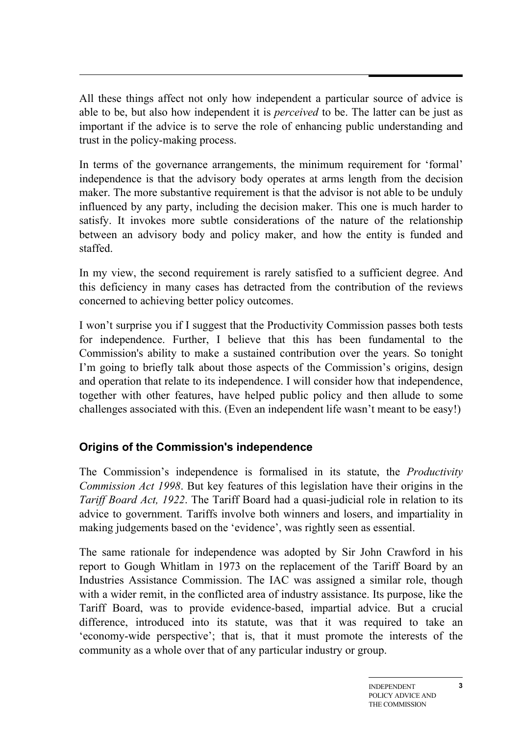All these things affect not only how independent a particular source of advice is able to be, but also how independent it is *perceived* to be. The latter can be just as important if the advice is to serve the role of enhancing public understanding and trust in the policy-making process.

In terms of the governance arrangements, the minimum requirement for 'formal' independence is that the advisory body operates at arms length from the decision maker. The more substantive requirement is that the advisor is not able to be unduly influenced by any party, including the decision maker. This one is much harder to satisfy. It invokes more subtle considerations of the nature of the relationship between an advisory body and policy maker, and how the entity is funded and staffed.

In my view, the second requirement is rarely satisfied to a sufficient degree. And this deficiency in many cases has detracted from the contribution of the reviews concerned to achieving better policy outcomes.

I won't surprise you if I suggest that the Productivity Commission passes both tests for independence. Further, I believe that this has been fundamental to the Commission's ability to make a sustained contribution over the years. So tonight I'm going to briefly talk about those aspects of the Commission's origins, design and operation that relate to its independence. I will consider how that independence, together with other features, have helped public policy and then allude to some challenges associated with this. (Even an independent life wasn't meant to be easy!)

## Origins of the Commission's independence

The Commission's independence is formalised in its statute, the *Productivity Commission Act 1998*. But key features of this legislation have their origins in the *Tariff Board Act, 1922*. The Tariff Board had a quasi-judicial role in relation to its advice to government. Tariffs involve both winners and losers, and impartiality in making judgements based on the 'evidence', was rightly seen as essential.

The same rationale for independence was adopted by Sir John Crawford in his report to Gough Whitlam in 1973 on the replacement of the Tariff Board by an Industries Assistance Commission. The IAC was assigned a similar role, though with a wider remit, in the conflicted area of industry assistance. Its purpose, like the Tariff Board, was to provide evidence-based, impartial advice. But a crucial difference, introduced into its statute, was that it was required to take an 'economy-wide perspective'; that is, that it must promote the interests of the community as a whole over that of any particular industry or group.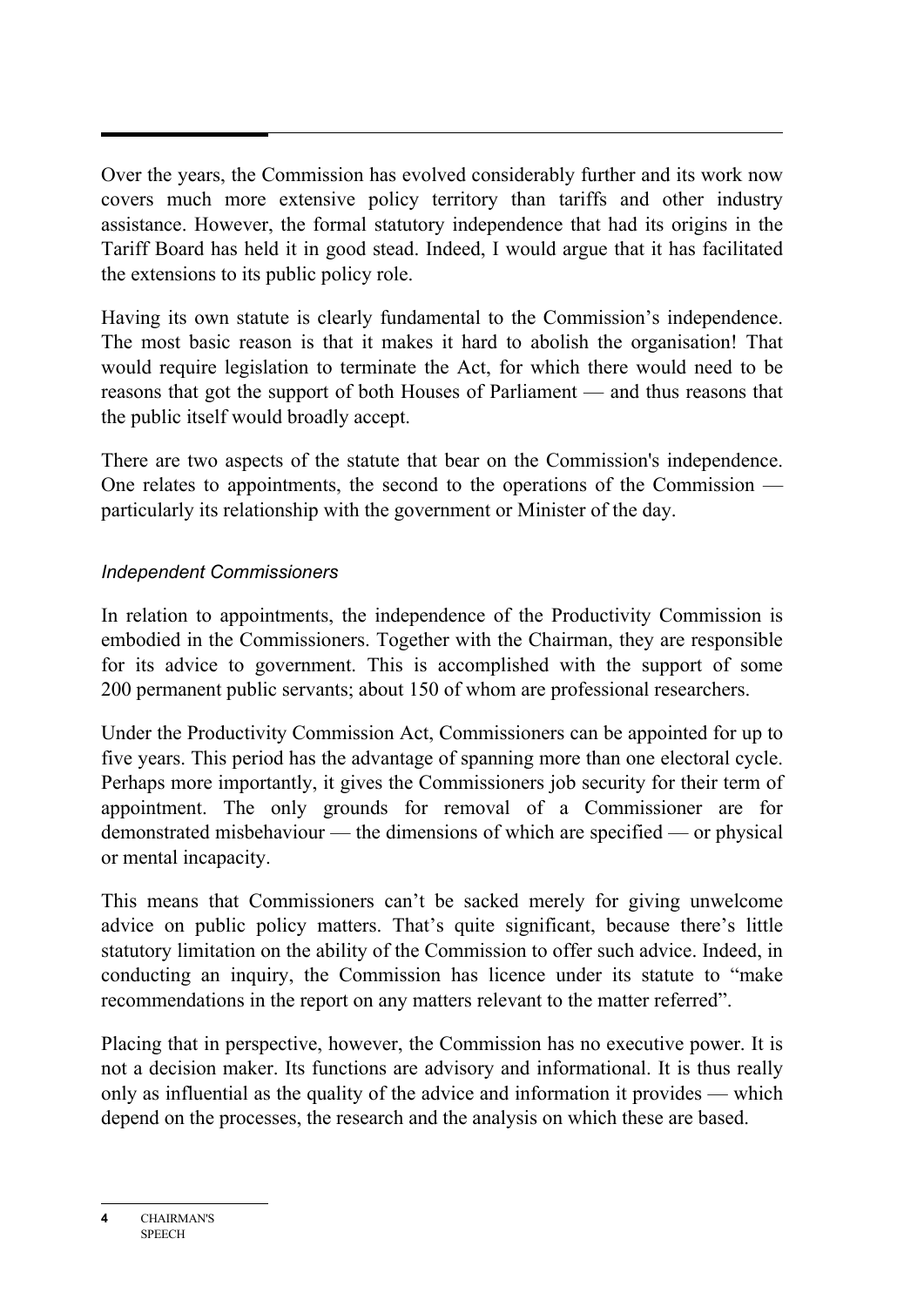Over the years, the Commission has evolved considerably further and its work now covers much more extensive policy territory than tariffs and other industry assistance. However, the formal statutory independence that had its origins in the Tariff Board has held it in good stead. Indeed, I would argue that it has facilitated the extensions to its public policy role.

Having its own statute is clearly fundamental to the Commission's independence. The most basic reason is that it makes it hard to abolish the organisation! That would require legislation to terminate the Act, for which there would need to be reasons that got the support of both Houses of Parliament — and thus reasons that the public itself would broadly accept.

There are two aspects of the statute that bear on the Commission's independence. One relates to appointments, the second to the operations of the Commission — particularly its relationship with the government or Minister of the day.

### *Independent Commissioners*

In relation to appointments, the independence of the Productivity Commission is embodied in the Commissioners. Together with the Chairman, they are responsible for its advice to government. This is accomplished with the support of some 200 permanent public servants; about 150 of whom are professional researchers.

Under the Productivity Commission Act, Commissioners can be appointed for up to five years. This period has the advantage of spanning more than one electoral cycle. Perhaps more importantly, it gives the Commissioners job security for their term of appointment. The only grounds for removal of a Commissioner are for demonstrated misbehaviour — the dimensions of which are specified — or physical or mental incapacity.

This means that Commissioners can't be sacked merely for giving unwelcome advice on public policy matters. That's quite significant, because there's little statutory limitation on the ability of the Commission to offer such advice. Indeed, in conducting an inquiry, the Commission has licence under its statute to "make recommendations in the report on any matters relevant to the matter referred".

Placing that in perspective, however, the Commission has no executive power. It is not a decision maker. Its functions are advisory and informational. It is thus really only as influential as the quality of the advice and information it provides — which depend on the processes, the research and the analysis on which these are based.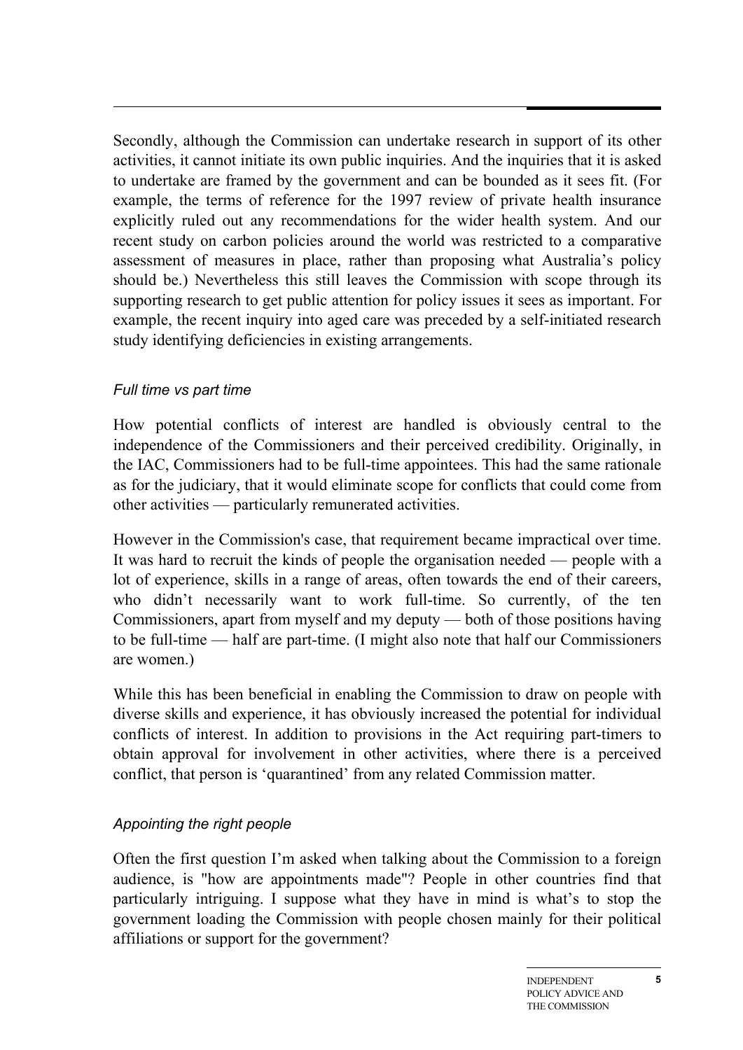Secondly, although the Commission can undertake research in support of its other activities, it cannot initiate its own public inquiries. And the inquiries that it is asked to undertake are framed by the government and can be bounded as it sees fit. (For example, the terms of reference for the 1997 review of private health insurance explicitly ruled out any recommendations for the wider health system. And our recent study on carbon policies around the world was restricted to a comparative assessment of measures in place, rather than proposing what Australia's policy should be.) Nevertheless this still leaves the Commission with scope through its supporting research to get public attention for policy issues it sees as important. For example, the recent inquiry into aged care was preceded by a self-initiated research study identifying deficiencies in existing arrangements.

### *Full time vs part time*

How potential conflicts of interest are handled is obviously central to the independence of the Commissioners and their perceived credibility. Originally, in the IAC, Commissioners had to be full-time appointees. This had the same rationale as for the judiciary, that it would eliminate scope for conflicts that could come from other activities — particularly remunerated activities.

However in the Commission's case, that requirement became impractical over time. It was hard to recruit the kinds of people the organisation needed — people with a lot of experience, skills in a range of areas, often towards the end of their careers, who didn't necessarily want to work full-time. So currently, of the ten Commissioners, apart from myself and my deputy — both of those positions having to be full-time — half are part-time. (I might also note that half our Commissioners are women.)

While this has been beneficial in enabling the Commission to draw on people with diverse skills and experience, it has obviously increased the potential for individual conflicts of interest. In addition to provisions in the Act requiring part-timers to obtain approval for involvement in other activities, where there is a perceived conflict, that person is 'quarantined' from any related Commission matter.

### *Appointing the right people*

Often the first question I'm asked when talking about the Commission to a foreign audience, is "how are appointments made"? People in other countries find that particularly intriguing. I suppose what they have in mind is what's to stop the government loading the Commission with people chosen mainly for their political affiliations or support for the government?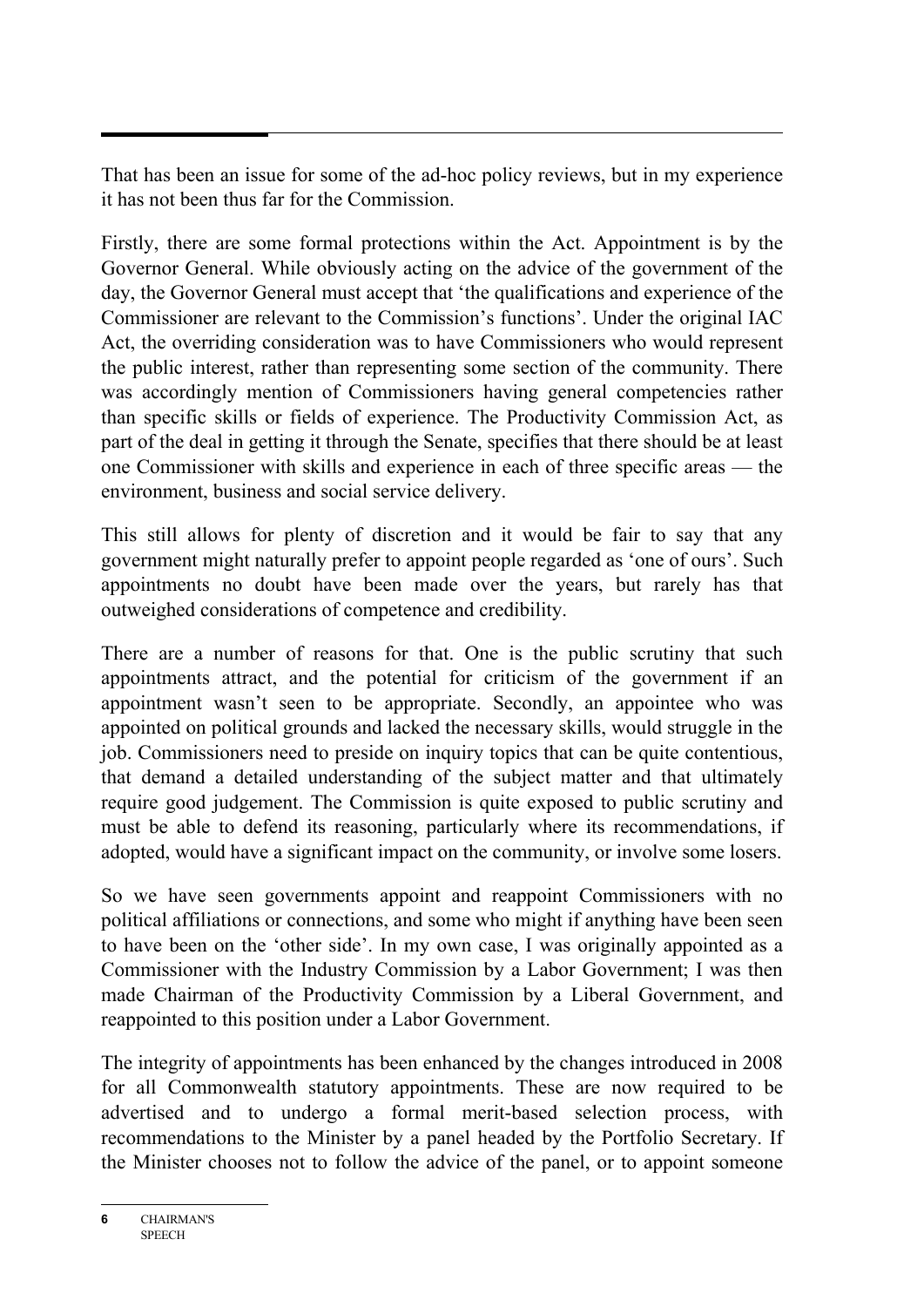That has been an issue for some of the ad-hoc policy reviews, but in my experience it has not been thus far for the Commission.

Firstly, there are some formal protections within the Act. Appointment is by the Governor General. While obviously acting on the advice of the government of the day, the Governor General must accept that 'the qualifications and experience of the Commissioner are relevant to the Commission's functions'. Under the original IAC Act, the overriding consideration was to have Commissioners who would represent the public interest, rather than representing some section of the community. There was accordingly mention of Commissioners having general competencies rather than specific skills or fields of experience. The Productivity Commission Act, as part of the deal in getting it through the Senate, specifies that there should be at least one Commissioner with skills and experience in each of three specific areas — the environment, business and social service delivery.

This still allows for plenty of discretion and it would be fair to say that any government might naturally prefer to appoint people regarded as 'one of ours'. Such appointments no doubt have been made over the years, but rarely has that outweighed considerations of competence and credibility.

There are a number of reasons for that. One is the public scrutiny that such appointments attract, and the potential for criticism of the government if an appointment wasn't seen to be appropriate. Secondly, an appointee who was appointed on political grounds and lacked the necessary skills, would struggle in the job. Commissioners need to preside on inquiry topics that can be quite contentious, that demand a detailed understanding of the subject matter and that ultimately require good judgement. The Commission is quite exposed to public scrutiny and must be able to defend its reasoning, particularly where its recommendations, if adopted, would have a significant impact on the community, or involve some losers.

So we have seen governments appoint and reappoint Commissioners with no political affiliations or connections, and some who might if anything have been seen to have been on the 'other side'. In my own case, I was originally appointed as a Commissioner with the Industry Commission by a Labor Government; I was then made Chairman of the Productivity Commission by a Liberal Government, and reappointed to this position under a Labor Government.

The integrity of appointments has been enhanced by the changes introduced in 2008 for all Commonwealth statutory appointments. These are now required to be advertised and to undergo a formal merit-based selection process, with recommendations to the Minister by a panel headed by the Portfolio Secretary. If the Minister chooses not to follow the advice of the panel, or to appoint someone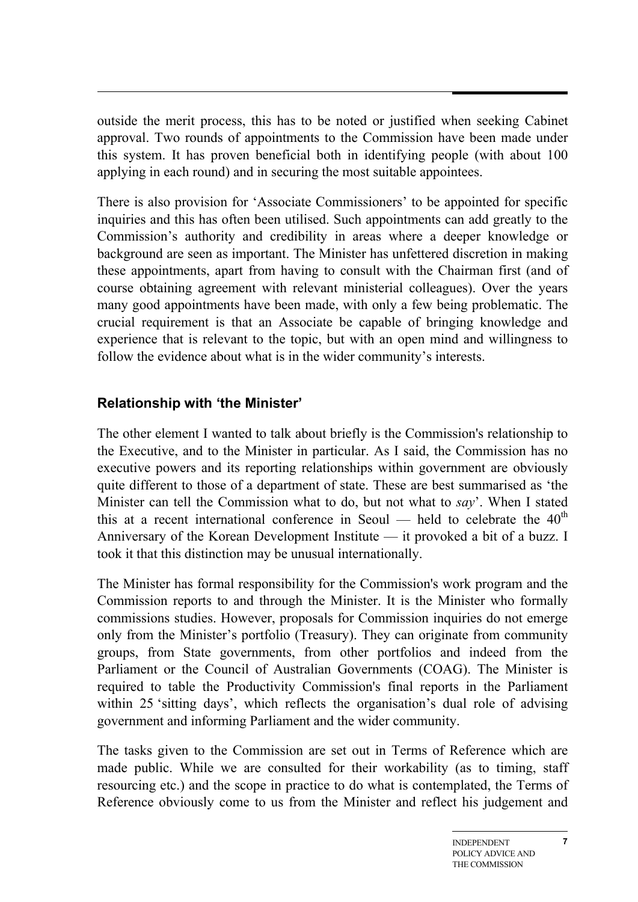outside the merit process, this has to be noted or justified when seeking Cabinet approval. Two rounds of appointments to the Commission have been made under this system. It has proven beneficial both in identifying people (with about 100 applying in each round) and in securing the most suitable appointees.

There is also provision for 'Associate Commissioners' to be appointed for specific inquiries and this has often been utilised. Such appointments can add greatly to the Commission's authority and credibility in areas where a deeper knowledge or background are seen as important. The Minister has unfettered discretion in making these appointments, apart from having to consult with the Chairman first (and of course obtaining agreement with relevant ministerial colleagues). Over the years many good appointments have been made, with only a few being problematic. The crucial requirement is that an Associate be capable of bringing knowledge and experience that is relevant to the topic, but with an open mind and willingness to follow the evidence about what is in the wider community's interests.

### Relationship with 'the Minister'

The other element I wanted to talk about briefly is the Commission's relationship to the Executive, and to the Minister in particular. As I said, the Commission has no executive powers and its reporting relationships within government are obviously quite different to those of a department of state. These are best summarised as 'the Minister can tell the Commission what to do, but not what to *say*'. When I stated this at a recent international conference in Seoul — held to celebrate the 40th Anniversary of the Korean Development Institute — it provoked a bit of a buzz. I took it that this distinction may be unusual internationally.

The Minister has formal responsibility for the Commission's work program and the Commission reports to and through the Minister. It is the Minister who formally commissions studies. However, proposals for Commission inquiries do not emerge only from the Minister's portfolio (Treasury). They can originate from community groups, from State governments, from other portfolios and indeed from the Parliament or the Council of Australian Governments (COAG). The Minister is required to table the Productivity Commission's final reports in the Parliament within 25 'sitting days', which reflects the organisation's dual role of advising government and informing Parliament and the wider community.

The tasks given to the Commission are set out in Terms of Reference which are made public. While we are consulted for their workability (as to timing, staff resourcing etc.) and the scope in practice to do what is contemplated, the Terms of Reference obviously come to us from the Minister and reflect his judgement and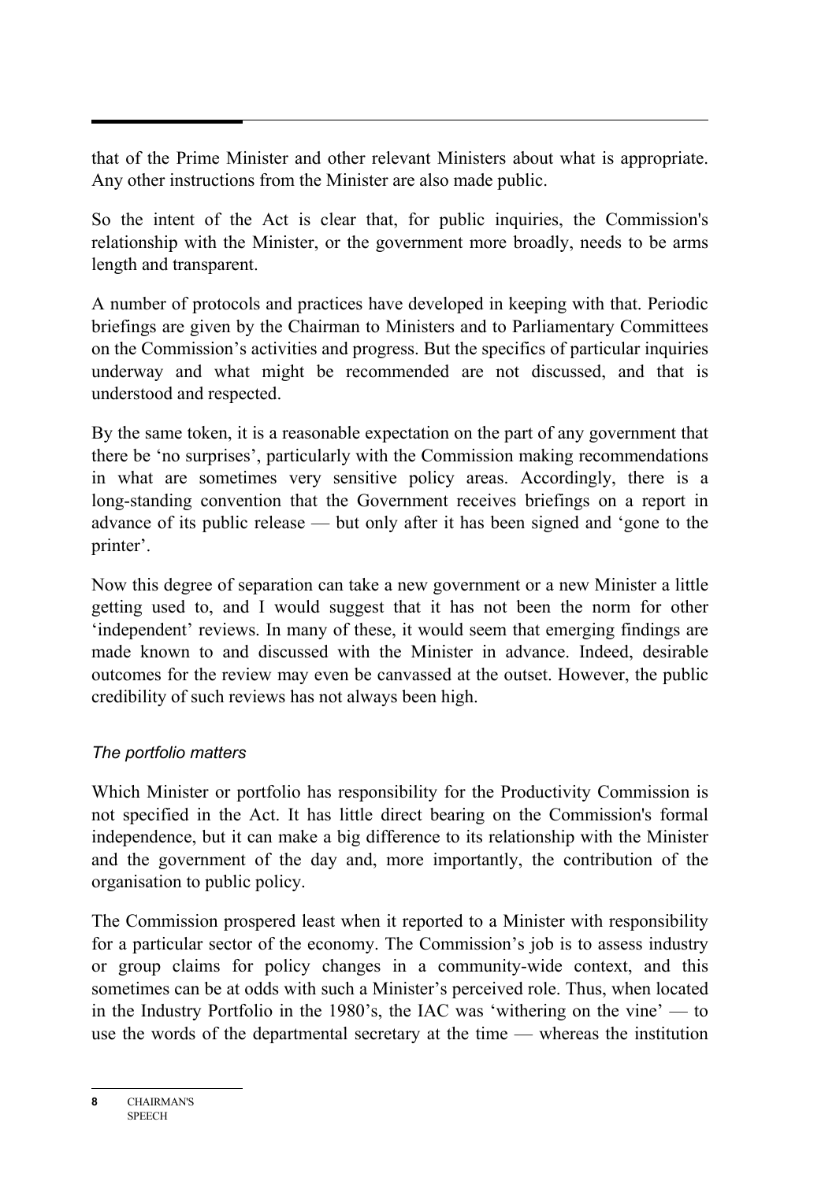that of the Prime Minister and other relevant Ministers about what is appropriate. Any other instructions from the Minister are also made public.

So the intent of the Act is clear that, for public inquiries, the Commission's relationship with the Minister, or the government more broadly, needs to be arms length and transparent.

A number of protocols and practices have developed in keeping with that. Periodic briefings are given by the Chairman to Ministers and to Parliamentary Committees on the Commission's activities and progress. But the specifics of particular inquiries underway and what might be recommended are not discussed, and that is understood and respected.

By the same token, it is a reasonable expectation on the part of any government that there be 'no surprises', particularly with the Commission making recommendations in what are sometimes very sensitive policy areas. Accordingly, there is a long-standing convention that the Government receives briefings on a report in advance of its public release — but only after it has been signed and 'gone to the printer'.

Now this degree of separation can take a new government or a new Minister a little getting used to, and I would suggest that it has not been the norm for other 'independent' reviews. In many of these, it would seem that emerging findings are made known to and discussed with the Minister in advance. Indeed, desirable outcomes for the review may even be canvassed at the outset. However, the public credibility of such reviews has not always been high.

*The portfolio matters*

Which Minister or portfolio has responsibility for the Productivity Commission is not specified in the Act. It has little direct bearing on the Commission's formal independence, but it can make a big difference to its relationship with the Minister and the government of the day and, more importantly, the contribution of the organisation to public policy.

The Commission prospered least when it reported to a Minister with responsibility for a particular sector of the economy. The Commission's job is to assess industry or group claims for policy changes in a community-wide context, and this sometimes can be at odds with such a Minister's perceived role. Thus, when located in the Industry Portfolio in the 1980's, the IAC was 'withering on the vine' — to use the words of the departmental secretary at the time — whereas the institution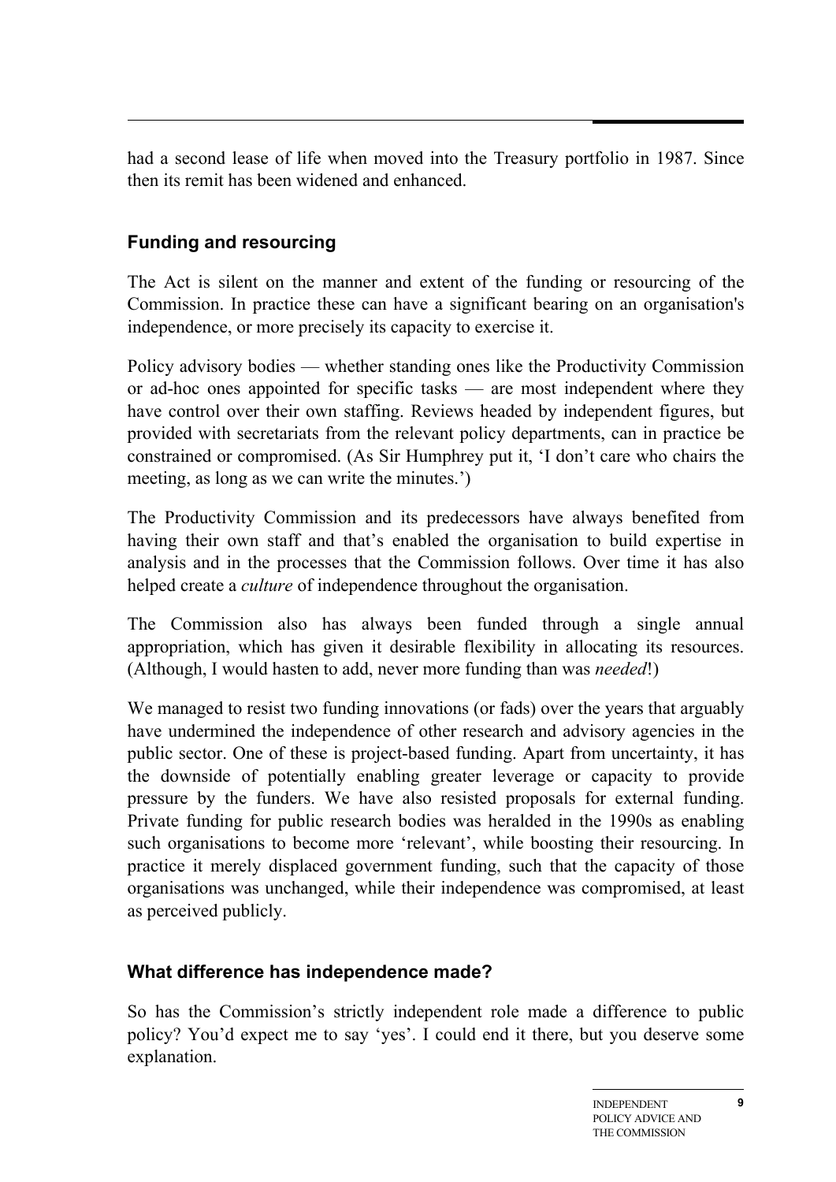had a second lease of life when moved into the Treasury portfolio in 1987. Since then its remit has been widened and enhanced.

### Funding and resourcing

The Act is silent on the manner and extent of the funding or resourcing of the Commission. In practice these can have a significant bearing on an organisation's independence, or more precisely its capacity to exercise it.

Policy advisory bodies — whether standing ones like the Productivity Commission or ad-hoc ones appointed for specific tasks — are most independent where they have control over their own staffing. Reviews headed by independent figures, but provided with secretariats from the relevant policy departments, can in practice be constrained or compromised. (As Sir Humphrey put it, 'I don't care who chairs the meeting, as long as we can write the minutes.')

The Productivity Commission and its predecessors have always benefited from having their own staff and that's enabled the organisation to build expertise in analysis and in the processes that the Commission follows. Over time it has also helped create a *culture* of independence throughout the organisation.

The Commission also has always been funded through a single annual appropriation, which has given it desirable flexibility in allocating its resources. (Although, I would hasten to add, never more funding than was *needed*!)

We managed to resist two funding innovations (or fads) over the years that arguably have undermined the independence of other research and advisory agencies in the public sector. One of these is project-based funding. Apart from uncertainty, it has the downside of potentially enabling greater leverage or capacity to provide pressure by the funders. We have also resisted proposals for external funding. Private funding for public research bodies was heralded in the 1990s as enabling such organisations to become more 'relevant', while boosting their resourcing. In practice it merely displaced government funding, such that the capacity of those organisations was unchanged, while their independence was compromised, at least as perceived publicly.

### What difference has independence made?

So has the Commission's strictly independent role made a difference to public policy? You'd expect me to say 'yes'. I could end it there, but you deserve some explanation.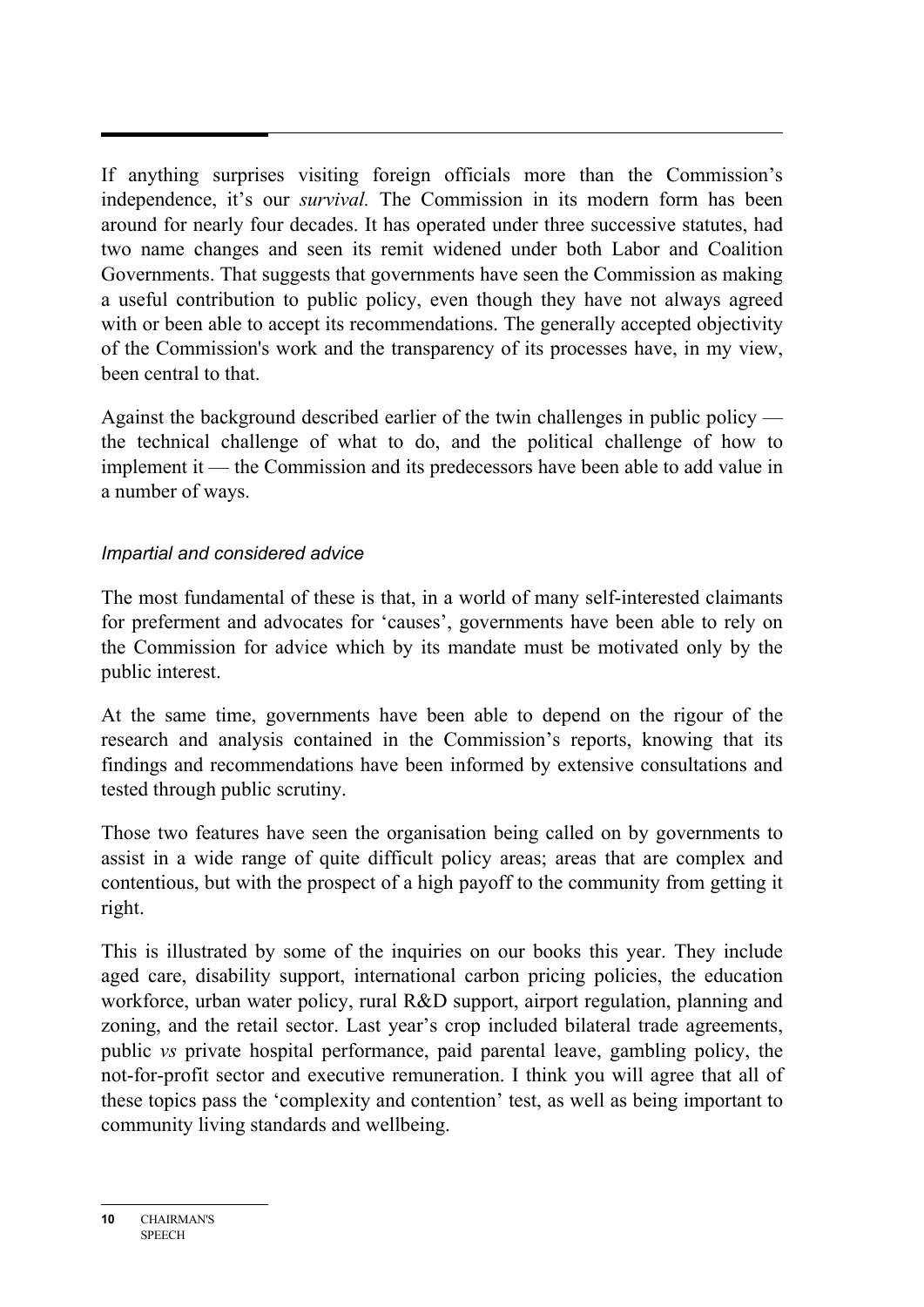If anything surprises visiting foreign officials more than the Commission's independence, it's our *survival.* The Commission in its modern form has been around for nearly four decades. It has operated under three successive statutes, had two name changes and seen its remit widened under both Labor and Coalition Governments. That suggests that governments have seen the Commission as making a useful contribution to public policy, even though they have not always agreed with or been able to accept its recommendations. The generally accepted objectivity of the Commission's work and the transparency of its processes have, in my view, been central to that.

Against the background described earlier of the twin challenges in public policy — the technical challenge of what to do, and the political challenge of how to implement it — the Commission and its predecessors have been able to add value in a number of ways.

### *Impartial and considered advice*

The most fundamental of these is that, in a world of many self-interested claimants for preferment and advocates for 'causes', governments have been able to rely on the Commission for advice which by its mandate must be motivated only by the public interest.

At the same time, governments have been able to depend on the rigour of the research and analysis contained in the Commission's reports, knowing that its findings and recommendations have been informed by extensive consultations and tested through public scrutiny.

Those two features have seen the organisation being called on by governments to assist in a wide range of quite difficult policy areas; areas that are complex and contentious, but with the prospect of a high payoff to the community from getting it right.

This is illustrated by some of the inquiries on our books this year. They include aged care, disability support, international carbon pricing policies, the education workforce, urban water policy, rural R&D support, airport regulation, planning and zoning, and the retail sector. Last year's crop included bilateral trade agreements, public *vs* private hospital performance, paid parental leave, gambling policy, the not-for-profit sector and executive remuneration. I think you will agree that all of these topics pass the 'complexity and contention' test, as well as being important to community living standards and wellbeing.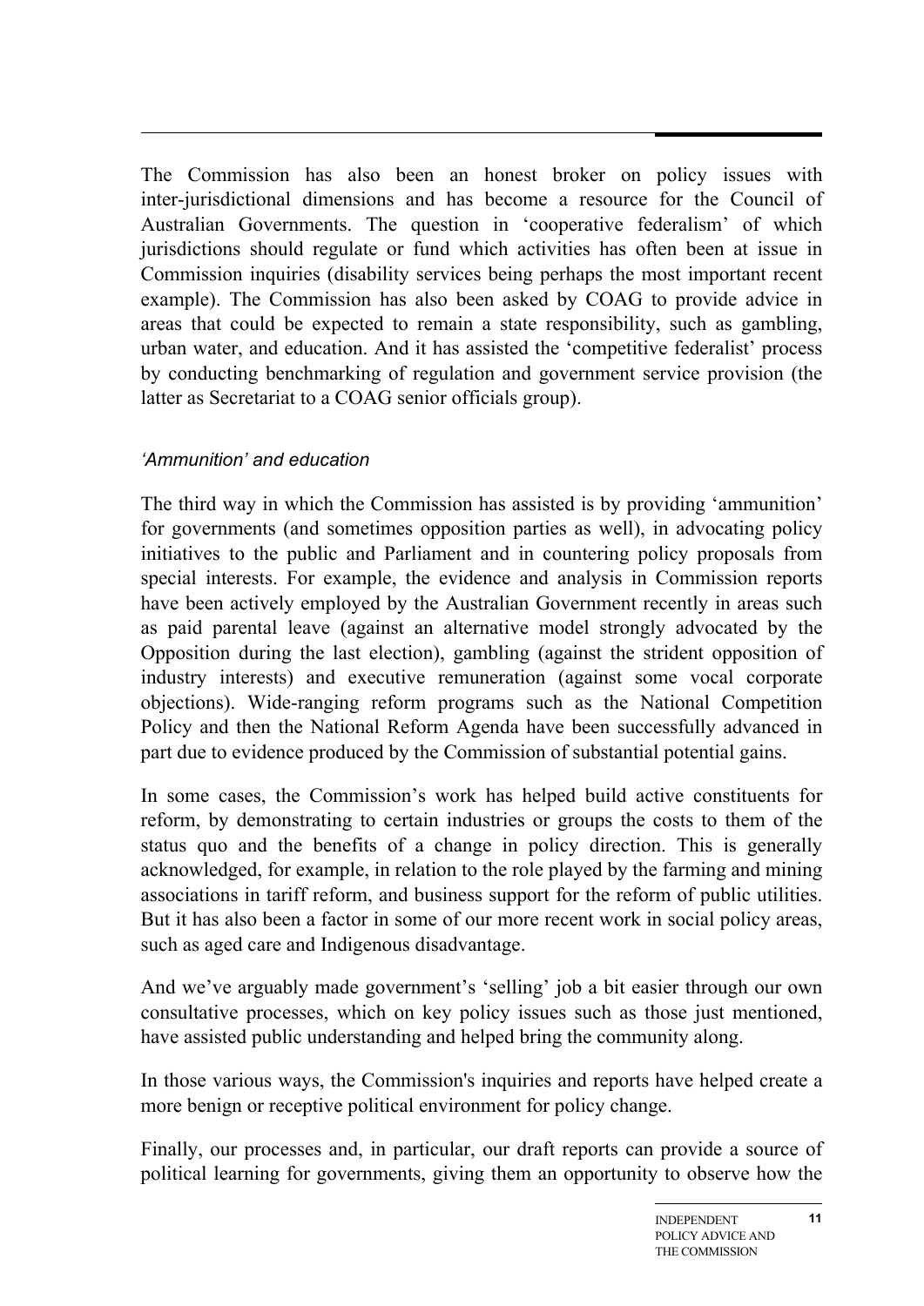The Commission has also been an honest broker on policy issues with inter-jurisdictional dimensions and has become a resource for the Council of Australian Governments. The question in 'cooperative federalism' of which jurisdictions should regulate or fund which activities has often been at issue in Commission inquiries (disability services being perhaps the most important recent example). The Commission has also been asked by COAG to provide advice in areas that could be expected to remain a state responsibility, such as gambling, urban water, and education. And it has assisted the 'competitive federalist' process by conducting benchmarking of regulation and government service provision (the latter as Secretariat to a COAG senior officials group).

#### *'Ammunition' and education*

The third way in which the Commission has assisted is by providing 'ammunition' for governments (and sometimes opposition parties as well), in advocating policy initiatives to the public and Parliament and in countering policy proposals from special interests. For example, the evidence and analysis in Commission reports have been actively employed by the Australian Government recently in areas such as paid parental leave (against an alternative model strongly advocated by the Opposition during the last election), gambling (against the strident opposition of industry interests) and executive remuneration (against some vocal corporate objections). Wide-ranging reform programs such as the National Competition Policy and then the National Reform Agenda have been successfully advanced in part due to evidence produced by the Commission of substantial potential gains.

In some cases, the Commission's work has helped build active constituents for reform, by demonstrating to certain industries or groups the costs to them of the status quo and the benefits of a change in policy direction. This is generally acknowledged, for example, in relation to the role played by the farming and mining associations in tariff reform, and business support for the reform of public utilities. But it has also been a factor in some of our more recent work in social policy areas, such as aged care and Indigenous disadvantage.

And we've arguably made government's 'selling' job a bit easier through our own consultative processes, which on key policy issues such as those just mentioned, have assisted public understanding and helped bring the community along.

In those various ways, the Commission's inquiries and reports have helped create a more benign or receptive political environment for policy change.

Finally, our processes and, in particular, our draft reports can provide a source of political learning for governments, giving them an opportunity to observe how the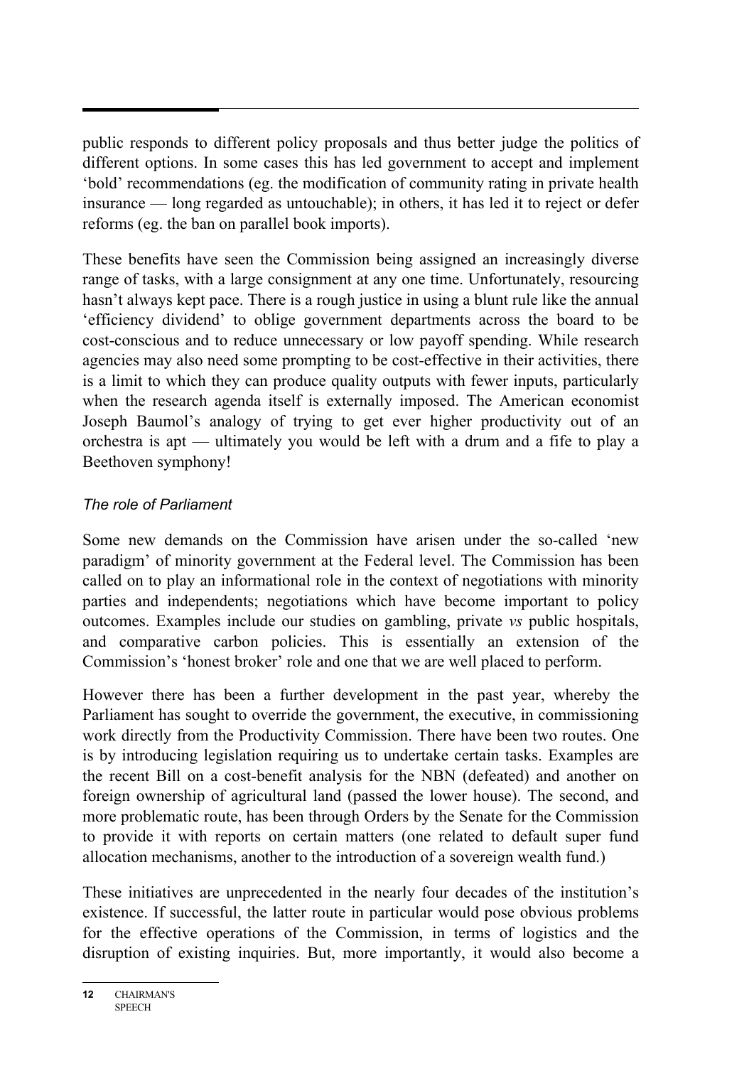public responds to different policy proposals and thus better judge the politics of different options. In some cases this has led government to accept and implement 'bold' recommendations (eg. the modification of community rating in private health insurance — long regarded as untouchable); in others, it has led it to reject or defer reforms (eg. the ban on parallel book imports).

These benefits have seen the Commission being assigned an increasingly diverse range of tasks, with a large consignment at any one time. Unfortunately, resourcing hasn't always kept pace. There is a rough justice in using a blunt rule like the annual 'efficiency dividend' to oblige government departments across the board to be cost-conscious and to reduce unnecessary or low payoff spending. While research agencies may also need some prompting to be cost-effective in their activities, there is a limit to which they can produce quality outputs with fewer inputs, particularly when the research agenda itself is externally imposed. The American economist Joseph Baumol's analogy of trying to get ever higher productivity out of an orchestra is apt — ultimately you would be left with a drum and a fife to play a Beethoven symphony!

### *The role of Parliament*

Some new demands on the Commission have arisen under the so-called 'new paradigm' of minority government at the Federal level. The Commission has been called on to play an informational role in the context of negotiations with minority parties and independents; negotiations which have become important to policy outcomes. Examples include our studies on gambling, private *vs* public hospitals, and comparative carbon policies. This is essentially an extension of the Commission's 'honest broker' role and one that we are well placed to perform.

However there has been a further development in the past year, whereby the Parliament has sought to override the government, the executive, in commissioning work directly from the Productivity Commission. There have been two routes. One is by introducing legislation requiring us to undertake certain tasks. Examples are the recent Bill on a cost-benefit analysis for the NBN (defeated) and another on foreign ownership of agricultural land (passed the lower house). The second, and more problematic route, has been through Orders by the Senate for the Commission to provide it with reports on certain matters (one related to default super fund allocation mechanisms, another to the introduction of a sovereign wealth fund.)

These initiatives are unprecedented in the nearly four decades of the institution's existence. If successful, the latter route in particular would pose obvious problems for the effective operations of the Commission, in terms of logistics and the disruption of existing inquiries. But, more importantly, it would also become a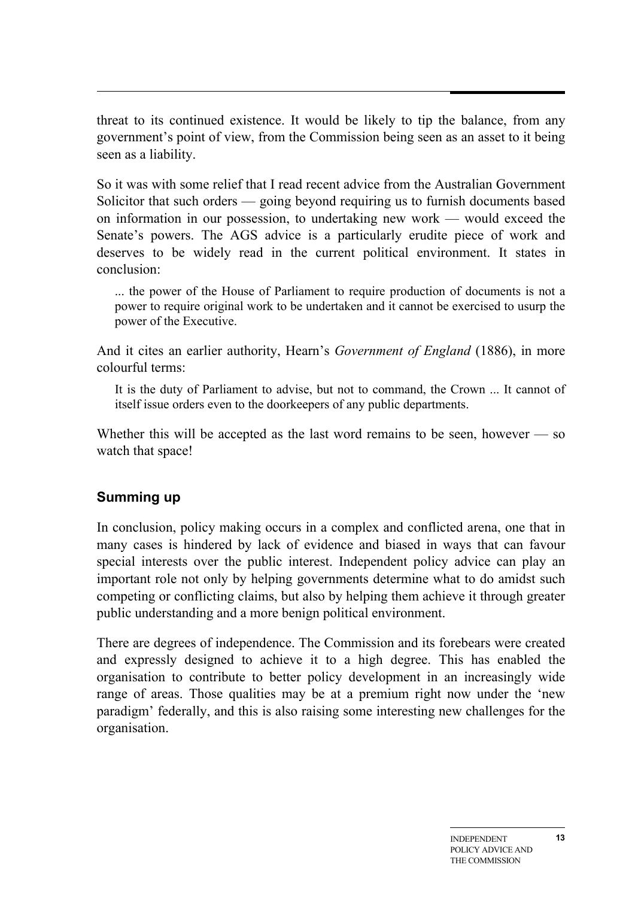threat to its continued existence. It would be likely to tip the balance, from any government's point of view, from the Commission being seen as an asset to it being seen as a liability.

So it was with some relief that I read recent advice from the Australian Government Solicitor that such orders — going beyond requiring us to furnish documents based on information in our possession, to undertaking new work — would exceed the Senate's powers. The AGS advice is a particularly erudite piece of work and deserves to be widely read in the current political environment. It states in conclusion:

> ... the power of the House of Parliament to require production of documents is not a power to require original work to be undertaken and it cannot be exercised to usurp the power of the Executive.

And it cites an earlier authority, Hearn's *Government of England* (1886), in more colourful terms:

> It is the duty of Parliament to advise, but not to command, the Crown ... It cannot of itself issue orders even to the doorkeepers of any public departments.

Whether this will be accepted as the last word remains to be seen, however — so watch that space!

## Summing up

In conclusion, policy making occurs in a complex and conflicted arena, one that in many cases is hindered by lack of evidence and biased in ways that can favour special interests over the public interest. Independent policy advice can play an important role not only by helping governments determine what to do amidst such competing or conflicting claims, but also by helping them achieve it through greater public understanding and a more benign political environment.

There are degrees of independence. The Commission and its forebears were created and expressly designed to achieve it to a high degree. This has enabled the organisation to contribute to better policy development in an increasingly wide range of areas. Those qualities may be at a premium right now under the 'new paradigm' federally, and this is also raising some interesting new challenges for the organisation.